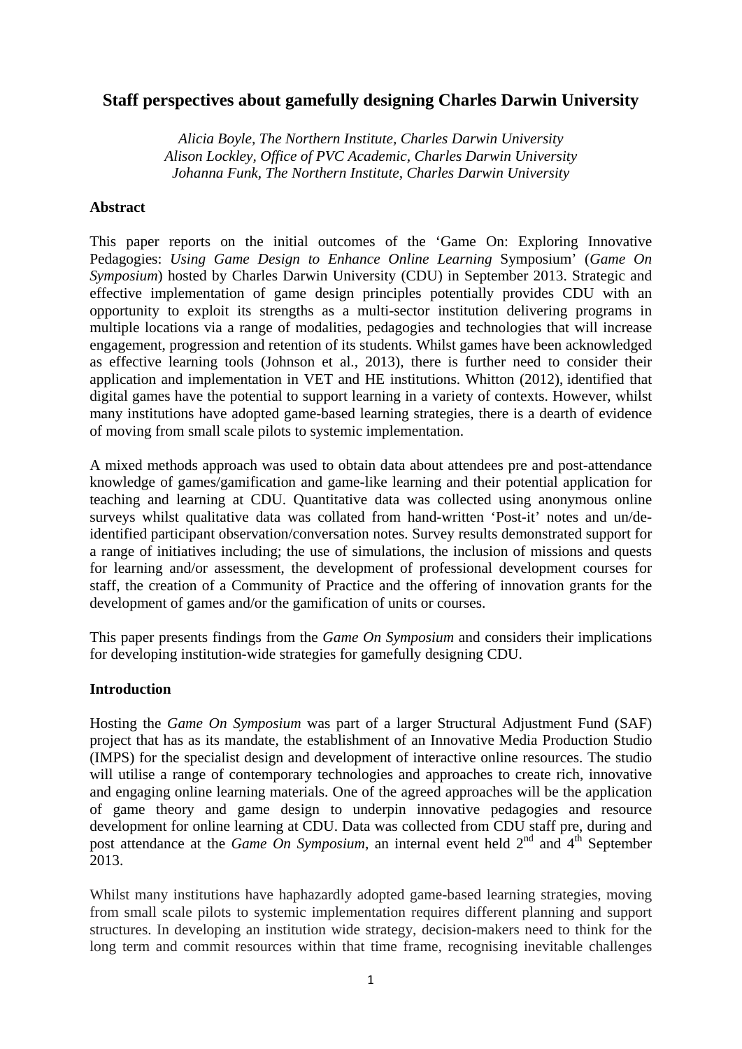# Staff perspectives about gamefully designing Charles Darwin University

*Alicia Boyle, The Northern Institute, Charles Darwin University*
*Alison Lockley, Office of PVC Academic, Charles Darwin University*
*Johanna Funk, The Northern Institute, Charles Darwin University*

## Abstract

This paper reports on the initial outcomes of the 'Game On: Exploring Innovative Pedagogies: *Using Game Design to Enhance Online Learning* Symposium' (*Game On Symposium*) hosted by Charles Darwin University (CDU) in September 2013. Strategic and effective implementation of game design principles potentially provides CDU with an opportunity to exploit its strengths as a multi-sector institution delivering programs in multiple locations via a range of modalities, pedagogies and technologies that will increase engagement, progression and retention of its students. Whilst games have been acknowledged as effective learning tools (Johnson et al., 2013), there is further need to consider their application and implementation in VET and HE institutions. Whitton (2012), identified that digital games have the potential to support learning in a variety of contexts. However, whilst many institutions have adopted game-based learning strategies, there is a dearth of evidence of moving from small scale pilots to systemic implementation.

A mixed methods approach was used to obtain data about attendees pre and post-attendance knowledge of games/gamification and game-like learning and their potential application for teaching and learning at CDU. Quantitative data was collected using anonymous online surveys whilst qualitative data was collated from hand-written 'Post-it' notes and un/de-identified participant observation/conversation notes. Survey results demonstrated support for a range of initiatives including; the use of simulations, the inclusion of missions and quests for learning and/or assessment, the development of professional development courses for staff, the creation of a Community of Practice and the offering of innovation grants for the development of games and/or the gamification of units or courses.

This paper presents findings from the *Game On Symposium* and considers their implications for developing institution-wide strategies for gamefully designing CDU.

## Introduction

Hosting the *Game On Symposium* was part of a larger Structural Adjustment Fund (SAF) project that has as its mandate, the establishment of an Innovative Media Production Studio (IMPS) for the specialist design and development of interactive online resources. The studio will utilise a range of contemporary technologies and approaches to create rich, innovative and engaging online learning materials. One of the agreed approaches will be the application of game theory and game design to underpin innovative pedagogies and resource development for online learning at CDU. Data was collected from CDU staff pre, during and post attendance at the *Game On Symposium*, an internal event held 2nd and 4th September 2013.

Whilst many institutions have haphazardly adopted game-based learning strategies, moving from small scale pilots to systemic implementation requires different planning and support structures. In developing an institution wide strategy, decision-makers need to think for the long term and commit resources within that time frame, recognising inevitable challenges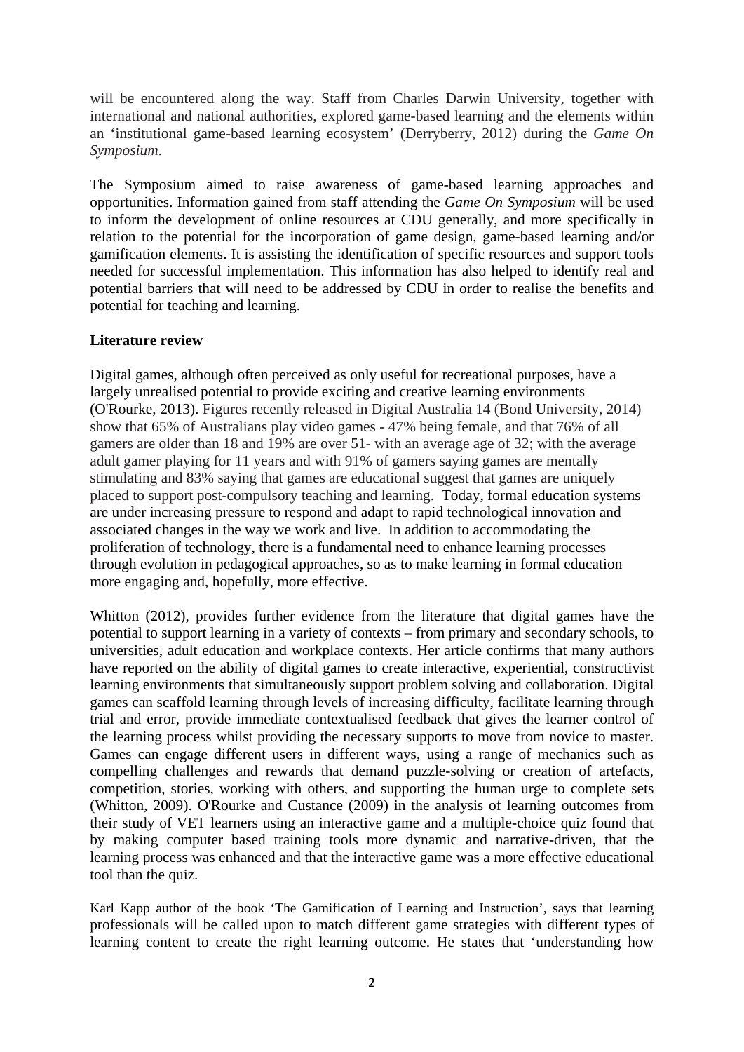will be encountered along the way. Staff from Charles Darwin University, together with international and national authorities, explored game-based learning and the elements within an 'institutional game-based learning ecosystem' (Derryberry, 2012) during the *Game On Symposium*.

The Symposium aimed to raise awareness of game-based learning approaches and opportunities. Information gained from staff attending the *Game On Symposium* will be used to inform the development of online resources at CDU generally, and more specifically in relation to the potential for the incorporation of game design, game-based learning and/or gamification elements. It is assisting the identification of specific resources and support tools needed for successful implementation. This information has also helped to identify real and potential barriers that will need to be addressed by CDU in order to realise the benefits and potential for teaching and learning.

**Literature review**

Digital games, although often perceived as only useful for recreational purposes, have a largely unrealised potential to provide exciting and creative learning environments (O'Rourke, 2013). Figures recently released in Digital Australia 14 (Bond University, 2014) show that 65% of Australians play video games - 47% being female, and that 76% of all gamers are older than 18 and 19% are over 51- with an average age of 32; with the average adult gamer playing for 11 years and with 91% of gamers saying games are mentally stimulating and 83% saying that games are educational suggest that games are uniquely placed to support post-compulsory teaching and learning. Today, formal education systems are under increasing pressure to respond and adapt to rapid technological innovation and associated changes in the way we work and live. In addition to accommodating the proliferation of technology, there is a fundamental need to enhance learning processes through evolution in pedagogical approaches, so as to make learning in formal education more engaging and, hopefully, more effective.

Whitton (2012), provides further evidence from the literature that digital games have the potential to support learning in a variety of contexts – from primary and secondary schools, to universities, adult education and workplace contexts. Her article confirms that many authors have reported on the ability of digital games to create interactive, experiential, constructivist learning environments that simultaneously support problem solving and collaboration. Digital games can scaffold learning through levels of increasing difficulty, facilitate learning through trial and error, provide immediate contextualised feedback that gives the learner control of the learning process whilst providing the necessary supports to move from novice to master. Games can engage different users in different ways, using a range of mechanics such as compelling challenges and rewards that demand puzzle-solving or creation of artefacts, competition, stories, working with others, and supporting the human urge to complete sets (Whitton, 2009). O'Rourke and Custance (2009) in the analysis of learning outcomes from their study of VET learners using an interactive game and a multiple-choice quiz found that by making computer based training tools more dynamic and narrative-driven, that the learning process was enhanced and that the interactive game was a more effective educational tool than the quiz.

Karl Kapp author of the book 'The Gamification of Learning and Instruction', says that learning professionals will be called upon to match different game strategies with different types of learning content to create the right learning outcome. He states that 'understanding how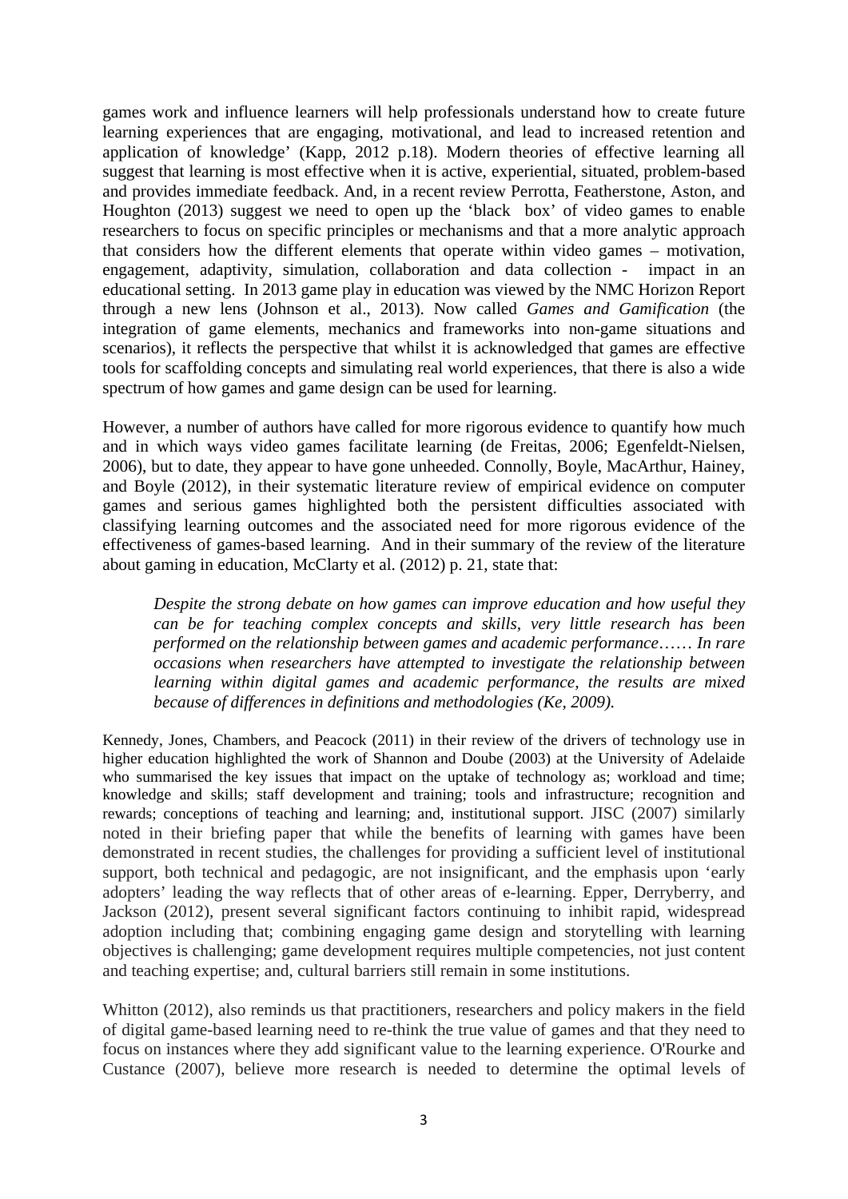games work and influence learners will help professionals understand how to create future learning experiences that are engaging, motivational, and lead to increased retention and application of knowledge' (Kapp, 2012 p.18). Modern theories of effective learning all suggest that learning is most effective when it is active, experiential, situated, problem-based and provides immediate feedback. And, in a recent review Perrotta, Featherstone, Aston, and Houghton (2013) suggest we need to open up the 'black box' of video games to enable researchers to focus on specific principles or mechanisms and that a more analytic approach that considers how the different elements that operate within video games – motivation, engagement, adaptivity, simulation, collaboration and data collection - impact in an educational setting. In 2013 game play in education was viewed by the NMC Horizon Report through a new lens (Johnson et al., 2013). Now called *Games and Gamification* (the integration of game elements, mechanics and frameworks into non-game situations and scenarios), it reflects the perspective that whilst it is acknowledged that games are effective tools for scaffolding concepts and simulating real world experiences, that there is also a wide spectrum of how games and game design can be used for learning.

However, a number of authors have called for more rigorous evidence to quantify how much and in which ways video games facilitate learning (de Freitas, 2006; Egenfeldt-Nielsen, 2006), but to date, they appear to have gone unheeded. Connolly, Boyle, MacArthur, Hainey, and Boyle (2012), in their systematic literature review of empirical evidence on computer games and serious games highlighted both the persistent difficulties associated with classifying learning outcomes and the associated need for more rigorous evidence of the effectiveness of games-based learning. And in their summary of the review of the literature about gaming in education, McClarty et al. (2012) p. 21, state that:

> *Despite the strong debate on how games can improve education and how useful they can be for teaching complex concepts and skills, very little research has been performed on the relationship between games and academic performance…… In rare occasions when researchers have attempted to investigate the relationship between learning within digital games and academic performance, the results are mixed because of differences in definitions and methodologies (Ke, 2009).*

Kennedy, Jones, Chambers, and Peacock (2011) in their review of the drivers of technology use in higher education highlighted the work of Shannon and Doube (2003) at the University of Adelaide who summarised the key issues that impact on the uptake of technology as; workload and time; knowledge and skills; staff development and training; tools and infrastructure; recognition and rewards; conceptions of teaching and learning; and, institutional support. JISC (2007) similarly noted in their briefing paper that while the benefits of learning with games have been demonstrated in recent studies, the challenges for providing a sufficient level of institutional support, both technical and pedagogic, are not insignificant, and the emphasis upon 'early adopters' leading the way reflects that of other areas of e-learning. Epper, Derryberry, and Jackson (2012), present several significant factors continuing to inhibit rapid, widespread adoption including that; combining engaging game design and storytelling with learning objectives is challenging; game development requires multiple competencies, not just content and teaching expertise; and, cultural barriers still remain in some institutions.

Whitton (2012), also reminds us that practitioners, researchers and policy makers in the field of digital game-based learning need to re-think the true value of games and that they need to focus on instances where they add significant value to the learning experience. O'Rourke and Custance (2007), believe more research is needed to determine the optimal levels of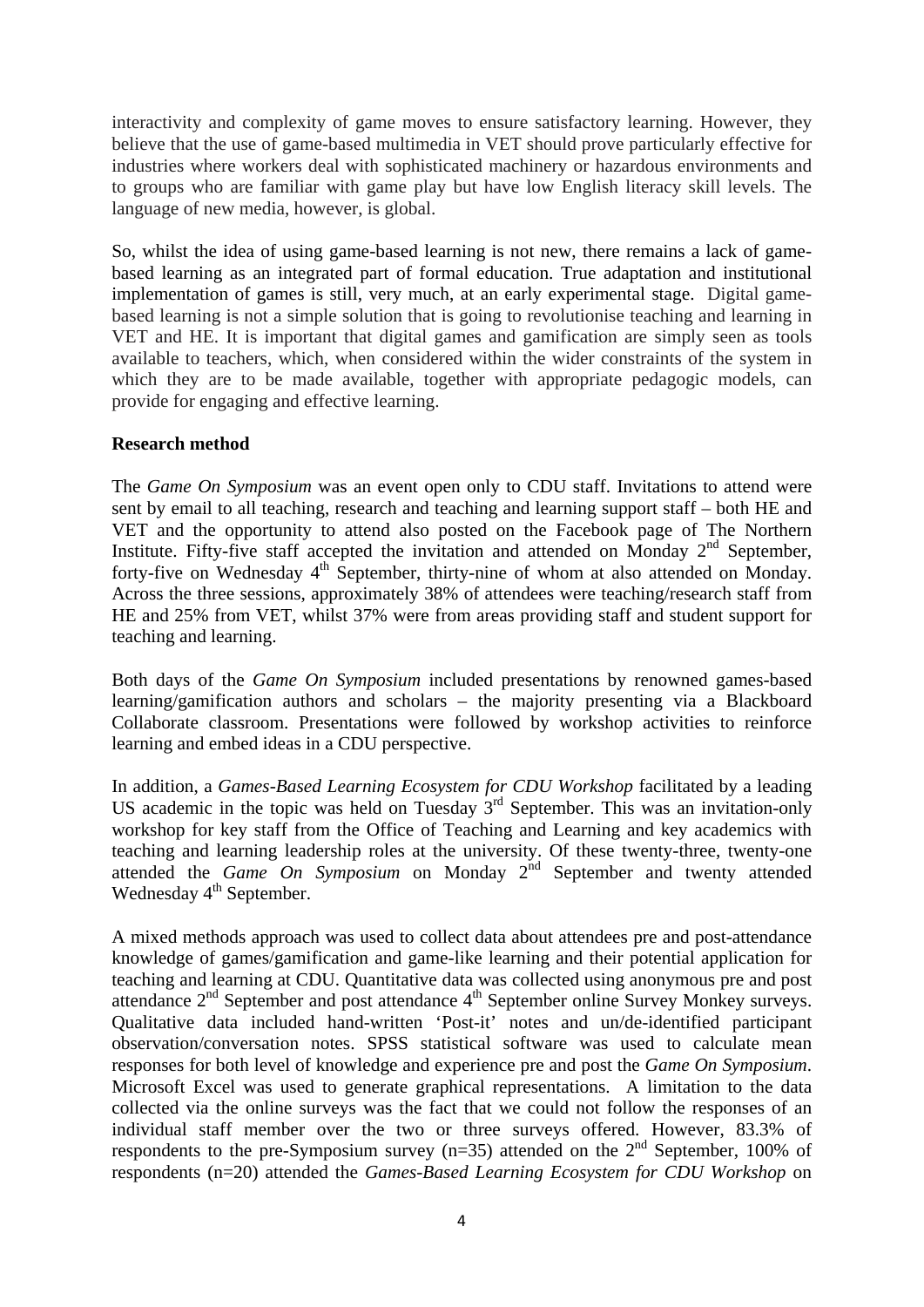interactivity and complexity of game moves to ensure satisfactory learning. However, they believe that the use of game-based multimedia in VET should prove particularly effective for industries where workers deal with sophisticated machinery or hazardous environments and to groups who are familiar with game play but have low English literacy skill levels. The language of new media, however, is global.

So, whilst the idea of using game-based learning is not new, there remains a lack of game-based learning as an integrated part of formal education. True adaptation and institutional implementation of games is still, very much, at an early experimental stage. Digital game-based learning is not a simple solution that is going to revolutionise teaching and learning in VET and HE. It is important that digital games and gamification are simply seen as tools available to teachers, which, when considered within the wider constraints of the system in which they are to be made available, together with appropriate pedagogic models, can provide for engaging and effective learning.

**Research method**

The *Game On Symposium* was an event open only to CDU staff. Invitations to attend were sent by email to all teaching, research and teaching and learning support staff – both HE and VET and the opportunity to attend also posted on the Facebook page of The Northern Institute. Fifty-five staff accepted the invitation and attended on Monday 2nd September, forty-five on Wednesday 4th September, thirty-nine of whom at also attended on Monday. Across the three sessions, approximately 38% of attendees were teaching/research staff from HE and 25% from VET, whilst 37% were from areas providing staff and student support for teaching and learning.

Both days of the *Game On Symposium* included presentations by renowned games-based learning/gamification authors and scholars – the majority presenting via a Blackboard Collaborate classroom. Presentations were followed by workshop activities to reinforce learning and embed ideas in a CDU perspective.

In addition, a *Games-Based Learning Ecosystem for CDU Workshop* facilitated by a leading US academic in the topic was held on Tuesday 3rd September. This was an invitation-only workshop for key staff from the Office of Teaching and Learning and key academics with teaching and learning leadership roles at the university. Of these twenty-three, twenty-one attended the *Game On Symposium* on Monday 2nd September and twenty attended Wednesday 4th September.

A mixed methods approach was used to collect data about attendees pre and post-attendance knowledge of games/gamification and game-like learning and their potential application for teaching and learning at CDU. Quantitative data was collected using anonymous pre and post attendance 2nd September and post attendance 4th September online Survey Monkey surveys. Qualitative data included hand-written 'Post-it' notes and un/de-identified participant observation/conversation notes. SPSS statistical software was used to calculate mean responses for both level of knowledge and experience pre and post the *Game On Symposium*. Microsoft Excel was used to generate graphical representations. A limitation to the data collected via the online surveys was the fact that we could not follow the responses of an individual staff member over the two or three surveys offered. However, 83.3% of respondents to the pre-Symposium survey (n=35) attended on the 2nd September, 100% of respondents (n=20) attended the *Games-Based Learning Ecosystem for CDU Workshop* on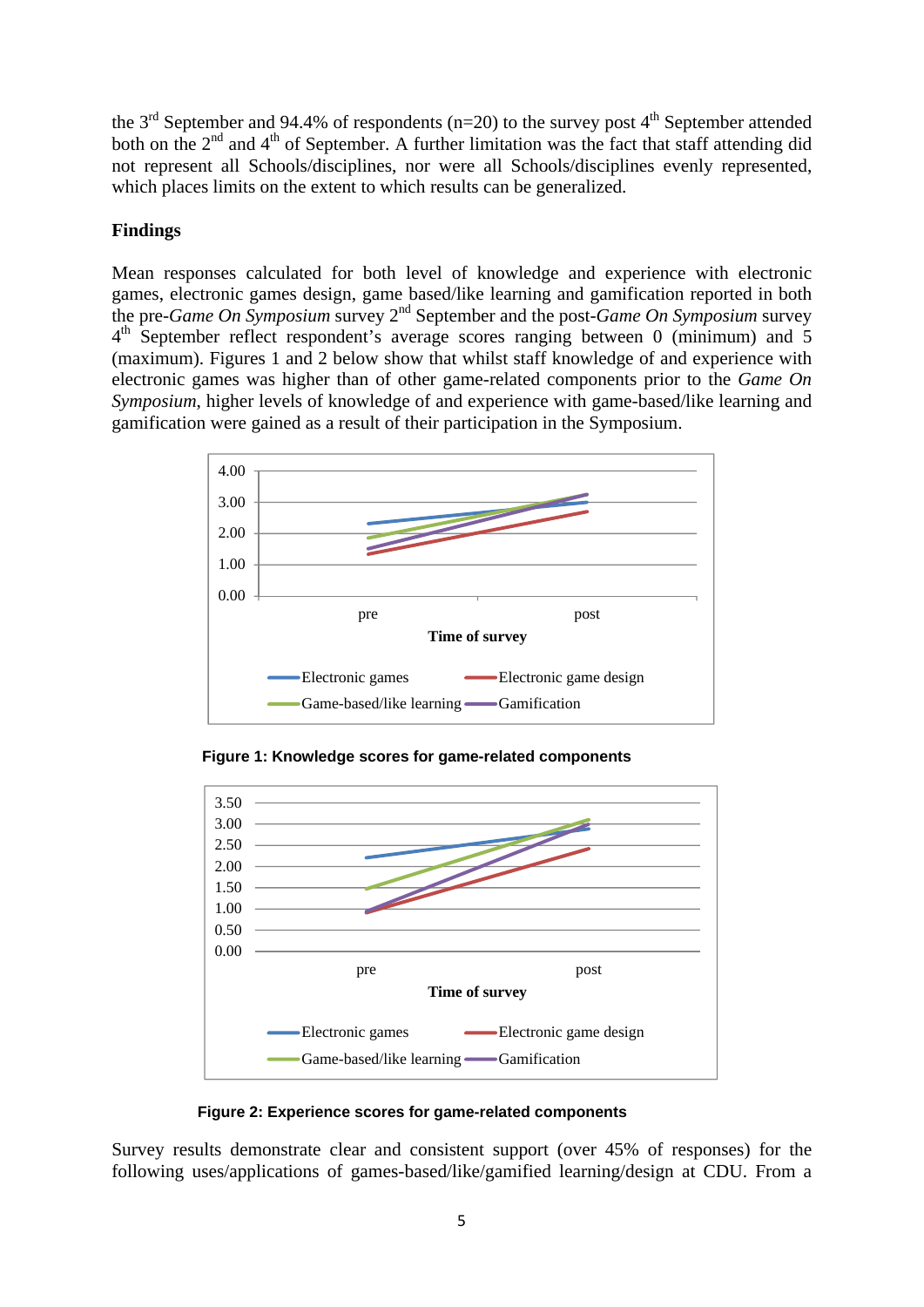the 3rd September and 94.4% of respondents (n=20) to the survey post 4th September attended both on the 2nd and 4th of September. A further limitation was the fact that staff attending did not represent all Schools/disciplines, nor were all Schools/disciplines evenly represented, which places limits on the extent to which results can be generalized.

## Findings

Mean responses calculated for both level of knowledge and experience with electronic games, electronic games design, game based/like learning and gamification reported in both the pre-*Game On Symposium* survey 2nd September and the post-*Game On Symposium* survey 4th September reflect respondent's average scores ranging between 0 (minimum) and 5 (maximum). Figures 1 and 2 below show that whilst staff knowledge of and experience with electronic games was higher than of other game-related components prior to the *Game On Symposium*, higher levels of knowledge of and experience with game-based/like learning and gamification were gained as a result of their participation in the Symposium.

**Figure 1: Knowledge scores for game-related components**

**Figure 2: Experience scores for game-related components**

Survey results demonstrate clear and consistent support (over 45% of responses) for the following uses/applications of games-based/like/gamified learning/design at CDU. From a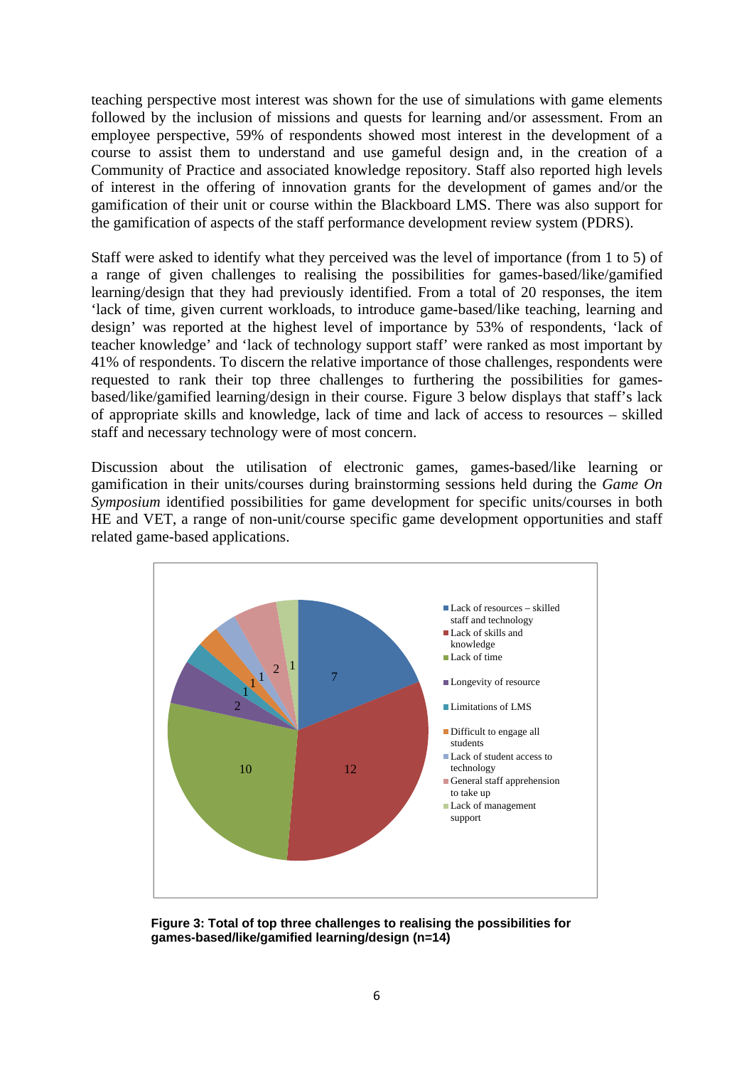teaching perspective most interest was shown for the use of simulations with game elements followed by the inclusion of missions and quests for learning and/or assessment. From an employee perspective, 59% of respondents showed most interest in the development of a course to assist them to understand and use gameful design and, in the creation of a Community of Practice and associated knowledge repository. Staff also reported high levels of interest in the offering of innovation grants for the development of games and/or the gamification of their unit or course within the Blackboard LMS. There was also support for the gamification of aspects of the staff performance development review system (PDRS).

Staff were asked to identify what they perceived was the level of importance (from 1 to 5) of a range of given challenges to realising the possibilities for games-based/like/gamified learning/design that they had previously identified. From a total of 20 responses, the item 'lack of time, given current workloads, to introduce game-based/like teaching, learning and design' was reported at the highest level of importance by 53% of respondents, 'lack of teacher knowledge' and 'lack of technology support staff' were ranked as most important by 41% of respondents. To discern the relative importance of those challenges, respondents were requested to rank their top three challenges to furthering the possibilities for games-based/like/gamified learning/design in their course. Figure 3 below displays that staff's lack of appropriate skills and knowledge, lack of time and lack of access to resources – skilled staff and necessary technology were of most concern.

Discussion about the utilisation of electronic games, games-based/like learning or gamification in their units/courses during brainstorming sessions held during the *Game On Symposium* identified possibilities for game development for specific units/courses in both HE and VET, a range of non-unit/course specific game development opportunities and staff related game-based applications.

| Challenge | Total |
|---|---|
| Lack of resources – skilled staff and technology | 7 |
| Lack of skills and knowledge | 12 |
| Lack of time | 10 |
| Longevity of resource | 2 |
| Limitations of LMS | 1 |
| Difficult to engage all students | 1 |
| Lack of student access to technology | 1 |
| General staff apprehension to take up | 2 |
| Lack of management support | 1 |

**Figure 3: Total of top three challenges to realising the possibilities for games-based/like/gamified learning/design (n=14)**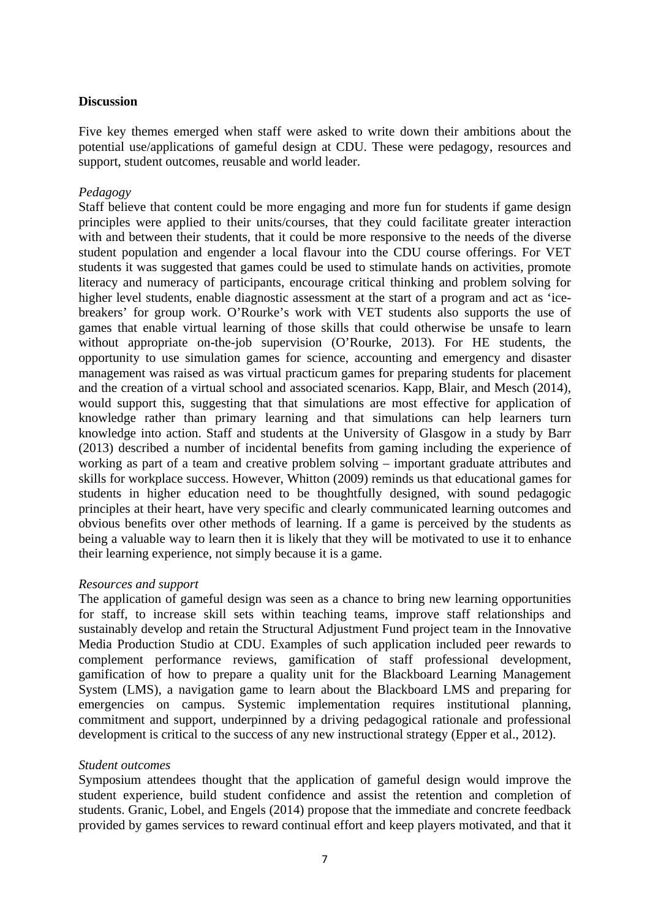## Discussion

Five key themes emerged when staff were asked to write down their ambitions about the potential use/applications of gameful design at CDU. These were pedagogy, resources and support, student outcomes, reusable and world leader.

### *Pedagogy*

Staff believe that content could be more engaging and more fun for students if game design principles were applied to their units/courses, that they could facilitate greater interaction with and between their students, that it could be more responsive to the needs of the diverse student population and engender a local flavour into the CDU course offerings. For VET students it was suggested that games could be used to stimulate hands on activities, promote literacy and numeracy of participants, encourage critical thinking and problem solving for higher level students, enable diagnostic assessment at the start of a program and act as 'ice-breakers' for group work. O'Rourke's work with VET students also supports the use of games that enable virtual learning of those skills that could otherwise be unsafe to learn without appropriate on-the-job supervision (O'Rourke, 2013). For HE students, the opportunity to use simulation games for science, accounting and emergency and disaster management was raised as was virtual practicum games for preparing students for placement and the creation of a virtual school and associated scenarios. Kapp, Blair, and Mesch (2014), would support this, suggesting that that simulations are most effective for application of knowledge rather than primary learning and that simulations can help learners turn knowledge into action. Staff and students at the University of Glasgow in a study by Barr (2013) described a number of incidental benefits from gaming including the experience of working as part of a team and creative problem solving – important graduate attributes and skills for workplace success. However, Whitton (2009) reminds us that educational games for students in higher education need to be thoughtfully designed, with sound pedagogic principles at their heart, have very specific and clearly communicated learning outcomes and obvious benefits over other methods of learning. If a game is perceived by the students as being a valuable way to learn then it is likely that they will be motivated to use it to enhance their learning experience, not simply because it is a game.

### *Resources and support*

The application of gameful design was seen as a chance to bring new learning opportunities for staff, to increase skill sets within teaching teams, improve staff relationships and sustainably develop and retain the Structural Adjustment Fund project team in the Innovative Media Production Studio at CDU. Examples of such application included peer rewards to complement performance reviews, gamification of staff professional development, gamification of how to prepare a quality unit for the Blackboard Learning Management System (LMS), a navigation game to learn about the Blackboard LMS and preparing for emergencies on campus. Systemic implementation requires institutional planning, commitment and support, underpinned by a driving pedagogical rationale and professional development is critical to the success of any new instructional strategy (Epper et al., 2012).

### *Student outcomes*

Symposium attendees thought that the application of gameful design would improve the student experience, build student confidence and assist the retention and completion of students. Granic, Lobel, and Engels (2014) propose that the immediate and concrete feedback provided by games services to reward continual effort and keep players motivated, and that it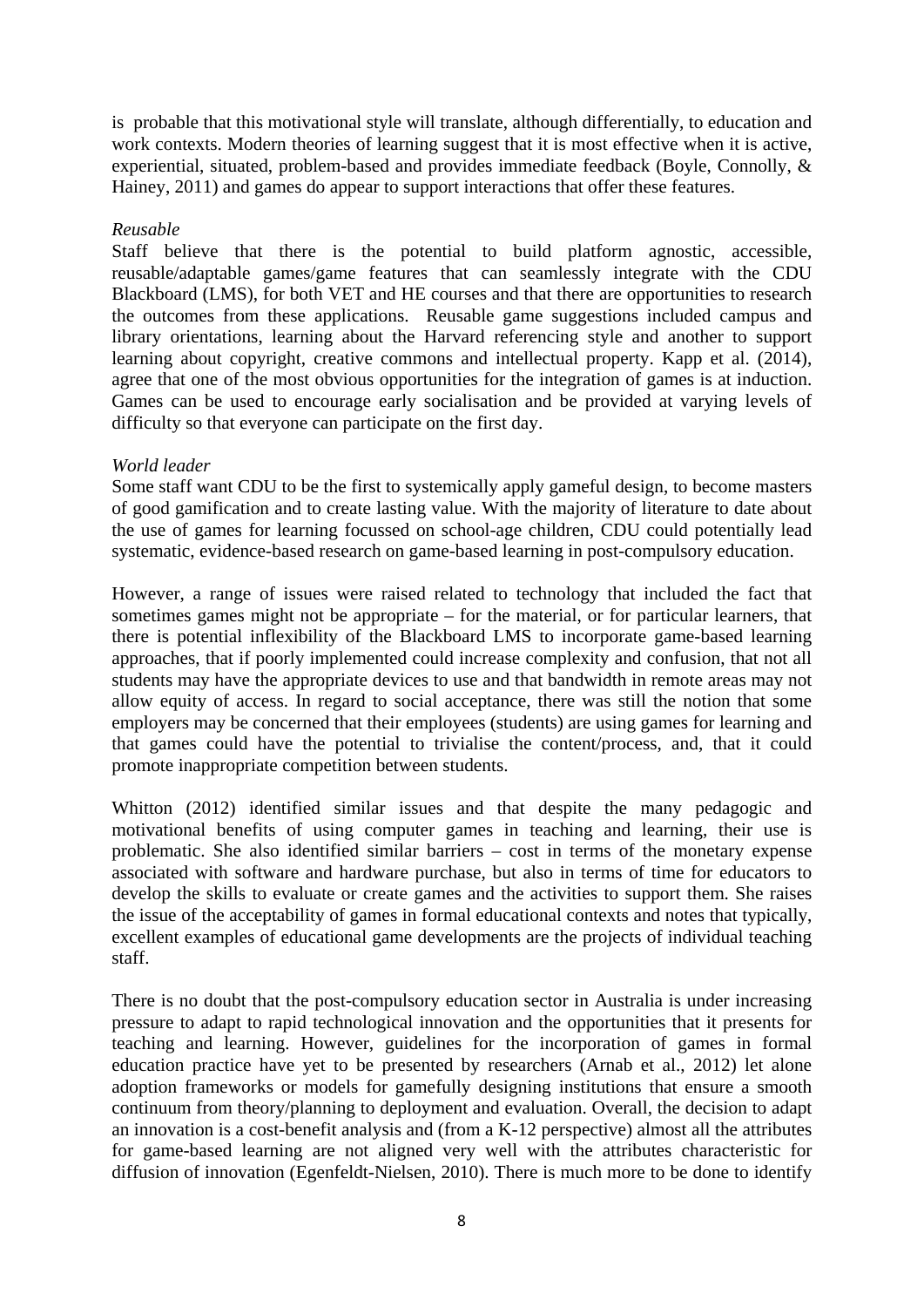is probable that this motivational style will translate, although differentially, to education and work contexts. Modern theories of learning suggest that it is most effective when it is active, experiential, situated, problem-based and provides immediate feedback (Boyle, Connolly, & Hainey, 2011) and games do appear to support interactions that offer these features.

*Reusable*

Staff believe that there is the potential to build platform agnostic, accessible, reusable/adaptable games/game features that can seamlessly integrate with the CDU Blackboard (LMS), for both VET and HE courses and that there are opportunities to research the outcomes from these applications. Reusable game suggestions included campus and library orientations, learning about the Harvard referencing style and another to support learning about copyright, creative commons and intellectual property. Kapp et al. (2014), agree that one of the most obvious opportunities for the integration of games is at induction. Games can be used to encourage early socialisation and be provided at varying levels of difficulty so that everyone can participate on the first day.

*World leader*

Some staff want CDU to be the first to systemically apply gameful design, to become masters of good gamification and to create lasting value. With the majority of literature to date about the use of games for learning focussed on school-age children, CDU could potentially lead systematic, evidence-based research on game-based learning in post-compulsory education.

However, a range of issues were raised related to technology that included the fact that sometimes games might not be appropriate – for the material, or for particular learners, that there is potential inflexibility of the Blackboard LMS to incorporate game-based learning approaches, that if poorly implemented could increase complexity and confusion, that not all students may have the appropriate devices to use and that bandwidth in remote areas may not allow equity of access. In regard to social acceptance, there was still the notion that some employers may be concerned that their employees (students) are using games for learning and that games could have the potential to trivialise the content/process, and, that it could promote inappropriate competition between students.

Whitton (2012) identified similar issues and that despite the many pedagogic and motivational benefits of using computer games in teaching and learning, their use is problematic. She also identified similar barriers – cost in terms of the monetary expense associated with software and hardware purchase, but also in terms of time for educators to develop the skills to evaluate or create games and the activities to support them. She raises the issue of the acceptability of games in formal educational contexts and notes that typically, excellent examples of educational game developments are the projects of individual teaching staff.

There is no doubt that the post-compulsory education sector in Australia is under increasing pressure to adapt to rapid technological innovation and the opportunities that it presents for teaching and learning. However, guidelines for the incorporation of games in formal education practice have yet to be presented by researchers (Arnab et al., 2012) let alone adoption frameworks or models for gamefully designing institutions that ensure a smooth continuum from theory/planning to deployment and evaluation. Overall, the decision to adapt an innovation is a cost-benefit analysis and (from a K-12 perspective) almost all the attributes for game-based learning are not aligned very well with the attributes characteristic for diffusion of innovation (Egenfeldt-Nielsen, 2010). There is much more to be done to identify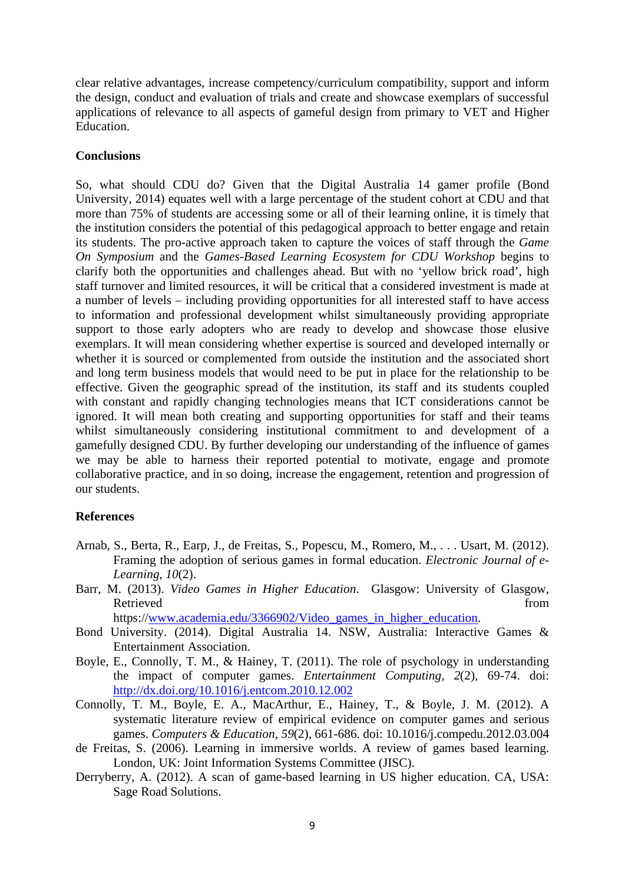clear relative advantages, increase competency/curriculum compatibility, support and inform the design, conduct and evaluation of trials and create and showcase exemplars of successful applications of relevance to all aspects of gameful design from primary to VET and Higher Education.

**Conclusions**

So, what should CDU do? Given that the Digital Australia 14 gamer profile (Bond University, 2014) equates well with a large percentage of the student cohort at CDU and that more than 75% of students are accessing some or all of their learning online, it is timely that the institution considers the potential of this pedagogical approach to better engage and retain its students. The pro-active approach taken to capture the voices of staff through the *Game On Symposium* and the *Games-Based Learning Ecosystem for CDU Workshop* begins to clarify both the opportunities and challenges ahead. But with no 'yellow brick road', high staff turnover and limited resources, it will be critical that a considered investment is made at a number of levels – including providing opportunities for all interested staff to have access to information and professional development whilst simultaneously providing appropriate support to those early adopters who are ready to develop and showcase those elusive exemplars. It will mean considering whether expertise is sourced and developed internally or whether it is sourced or complemented from outside the institution and the associated short and long term business models that would need to be put in place for the relationship to be effective. Given the geographic spread of the institution, its staff and its students coupled with constant and rapidly changing technologies means that ICT considerations cannot be ignored. It will mean both creating and supporting opportunities for staff and their teams whilst simultaneously considering institutional commitment to and development of a gamefully designed CDU. By further developing our understanding of the influence of games we may be able to harness their reported potential to motivate, engage and promote collaborative practice, and in so doing, increase the engagement, retention and progression of our students.

**References**

Arnab, S., Berta, R., Earp, J., de Freitas, S., Popescu, M., Romero, M., . . . Usart, M. (2012). Framing the adoption of serious games in formal education. *Electronic Journal of e-Learning, 10*(2).

Barr, M. (2013). *Video Games in Higher Education*. Glasgow: University of Glasgow, Retrieved from https://www.academia.edu/3366902/Video_games_in_higher_education.

Bond University. (2014). Digital Australia 14. NSW, Australia: Interactive Games & Entertainment Association.

Boyle, E., Connolly, T. M., & Hainey, T. (2011). The role of psychology in understanding the impact of computer games. *Entertainment Computing, 2*(2), 69-74. doi: http://dx.doi.org/10.1016/j.entcom.2010.12.002

Connolly, T. M., Boyle, E. A., MacArthur, E., Hainey, T., & Boyle, J. M. (2012). A systematic literature review of empirical evidence on computer games and serious games. *Computers & Education, 59*(2), 661-686. doi: 10.1016/j.compedu.2012.03.004

de Freitas, S. (2006). Learning in immersive worlds. A review of games based learning. London, UK: Joint Information Systems Committee (JISC).

Derryberry, A. (2012). A scan of game-based learning in US higher education. CA, USA: Sage Road Solutions.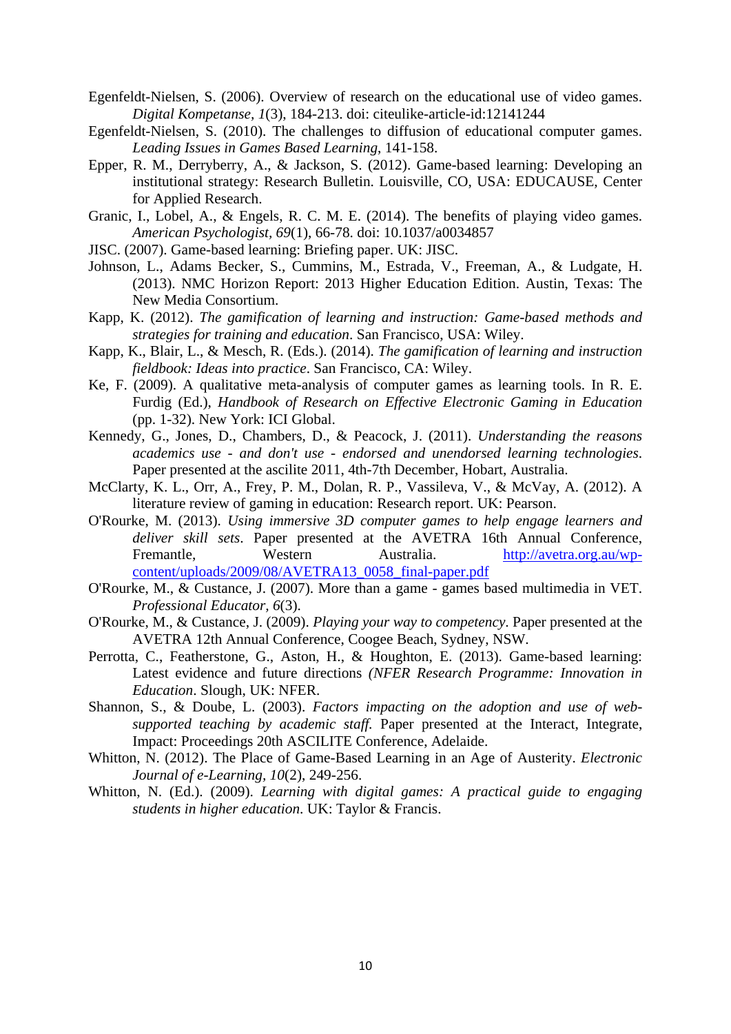Egenfeldt-Nielsen, S. (2006). Overview of research on the educational use of video games. *Digital Kompetanse, 1*(3), 184-213. doi: citeulike-article-id:12141244

Egenfeldt-Nielsen, S. (2010). The challenges to diffusion of educational computer games. *Leading Issues in Games Based Learning*, 141-158.

Epper, R. M., Derryberry, A., & Jackson, S. (2012). Game-based learning: Developing an institutional strategy: Research Bulletin. Louisville, CO, USA: EDUCAUSE, Center for Applied Research.

Granic, I., Lobel, A., & Engels, R. C. M. E. (2014). The benefits of playing video games. *American Psychologist, 69*(1), 66-78. doi: 10.1037/a0034857

JISC. (2007). Game-based learning: Briefing paper. UK: JISC.

Johnson, L., Adams Becker, S., Cummins, M., Estrada, V., Freeman, A., & Ludgate, H. (2013). NMC Horizon Report: 2013 Higher Education Edition. Austin, Texas: The New Media Consortium.

Kapp, K. (2012). *The gamification of learning and instruction: Game-based methods and strategies for training and education*. San Francisco, USA: Wiley.

Kapp, K., Blair, L., & Mesch, R. (Eds.). (2014). *The gamification of learning and instruction fieldbook: Ideas into practice*. San Francisco, CA: Wiley.

Ke, F. (2009). A qualitative meta-analysis of computer games as learning tools. In R. E. Furdig (Ed.), *Handbook of Research on Effective Electronic Gaming in Education* (pp. 1-32). New York: ICI Global.

Kennedy, G., Jones, D., Chambers, D., & Peacock, J. (2011). *Understanding the reasons academics use - and don't use - endorsed and unendorsed learning technologies*. Paper presented at the ascilite 2011, 4th-7th December, Hobart, Australia.

McClarty, K. L., Orr, A., Frey, P. M., Dolan, R. P., Vassileva, V., & McVay, A. (2012). A literature review of gaming in education: Research report. UK: Pearson.

O'Rourke, M. (2013). *Using immersive 3D computer games to help engage learners and deliver skill sets*. Paper presented at the AVETRA 16th Annual Conference, Fremantle, Western Australia. http://avetra.org.au/wp-content/uploads/2009/08/AVETRA13_0058_final-paper.pdf

O'Rourke, M., & Custance, J. (2007). More than a game - games based multimedia in VET. *Professional Educator, 6*(3).

O'Rourke, M., & Custance, J. (2009). *Playing your way to competency*. Paper presented at the AVETRA 12th Annual Conference, Coogee Beach, Sydney, NSW.

Perrotta, C., Featherstone, G., Aston, H., & Houghton, E. (2013). Game-based learning: Latest evidence and future directions *(NFER Research Programme: Innovation in Education*. Slough, UK: NFER.

Shannon, S., & Doube, L. (2003). *Factors impacting on the adoption and use of web-supported teaching by academic staff.* Paper presented at the Interact, Integrate, Impact: Proceedings 20th ASCILITE Conference, Adelaide.

Whitton, N. (2012). The Place of Game-Based Learning in an Age of Austerity. *Electronic Journal of e-Learning, 10*(2), 249-256.

Whitton, N. (Ed.). (2009). *Learning with digital games: A practical guide to engaging students in higher education*. UK: Taylor & Francis.